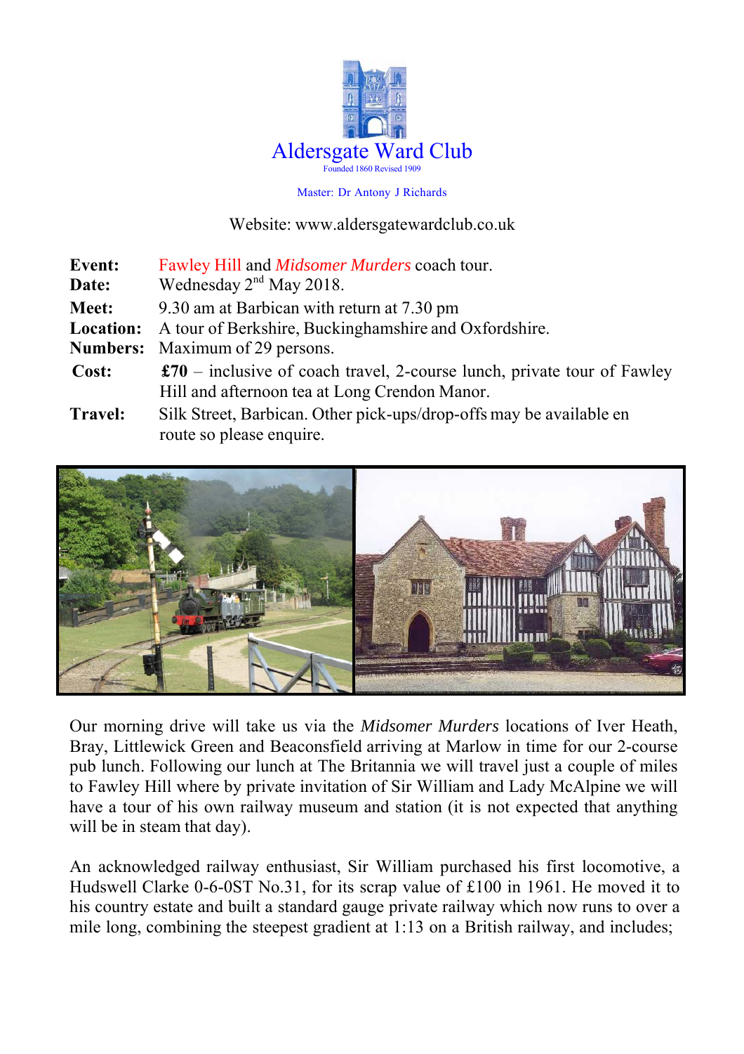# Aldersgate Ward Club

Founded 1860 Revised 1909

Master: Dr Antony J Richards

Website: www.aldersgatewardclub.co.uk

| | |
|---|---|
| **Event:** | Fawley Hill and *Midsomer Murders* coach tour. |
| **Date:** | Wednesday 2nd May 2018. |
| **Meet:** | 9.30 am at Barbican with return at 7.30 pm |
| **Location:** | A tour of Berkshire, Buckinghamshire and Oxfordshire. |
| **Numbers:** | Maximum of 29 persons. |
| **Cost:** | **£70** – inclusive of coach travel, 2-course lunch, private tour of Fawley Hill and afternoon tea at Long Crendon Manor. |
| **Travel:** | Silk Street, Barbican. Other pick-ups/drop-offs may be available en route so please enquire. |

Our morning drive will take us via the *Midsomer Murders* locations of Iver Heath, Bray, Littlewick Green and Beaconsfield arriving at Marlow in time for our 2-course pub lunch. Following our lunch at The Britannia we will travel just a couple of miles to Fawley Hill where by private invitation of Sir William and Lady McAlpine we will have a tour of his own railway museum and station (it is not expected that anything will be in steam that day).

An acknowledged railway enthusiast, Sir William purchased his first locomotive, a Hudswell Clarke 0-6-0ST No.31, for its scrap value of £100 in 1961. He moved it to his country estate and built a standard gauge private railway which now runs to over a mile long, combining the steepest gradient at 1:13 on a British railway, and includes;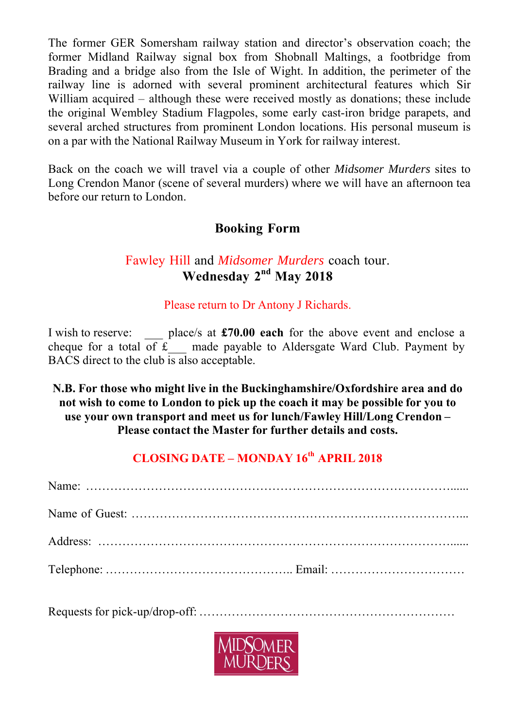The former GER Somersham railway station and director's observation coach; the former Midland Railway signal box from Shobnall Maltings, a footbridge from Brading and a bridge also from the Isle of Wight. In addition, the perimeter of the railway line is adorned with several prominent architectural features which Sir William acquired – although these were received mostly as donations; these include the original Wembley Stadium Flagpoles, some early cast-iron bridge parapets, and several arched structures from prominent London locations. His personal museum is on a par with the National Railway Museum in York for railway interest.

Back on the coach we will travel via a couple of other *Midsomer Murders* sites to Long Crendon Manor (scene of several murders) where we will have an afternoon tea before our return to London.

## Booking Form

Fawley Hill and *Midsomer Murders* coach tour.
**Wednesday 2nd May 2018**

Please return to Dr Antony J Richards.

I wish to reserve: ___ place/s at **£70.00 each** for the above event and enclose a cheque for a total of £___ made payable to Aldersgate Ward Club. Payment by BACS direct to the club is also acceptable.

**N.B. For those who might live in the Buckinghamshire/Oxfordshire area and do not wish to come to London to pick up the coach it may be possible for you to use your own transport and meet us for lunch/Fawley Hill/Long Crendon – Please contact the Master for further details and costs.**

**CLOSING DATE – MONDAY 16th APRIL 2018**

Name: …………………………………………………………………………………......

Name of Guest: ………………………………………………………………………...

Address: ……………………………………………………………………………......

Telephone: ……………………………………….. Email: ……………………………

Requests for pick-up/drop-off: ……………………………………………………